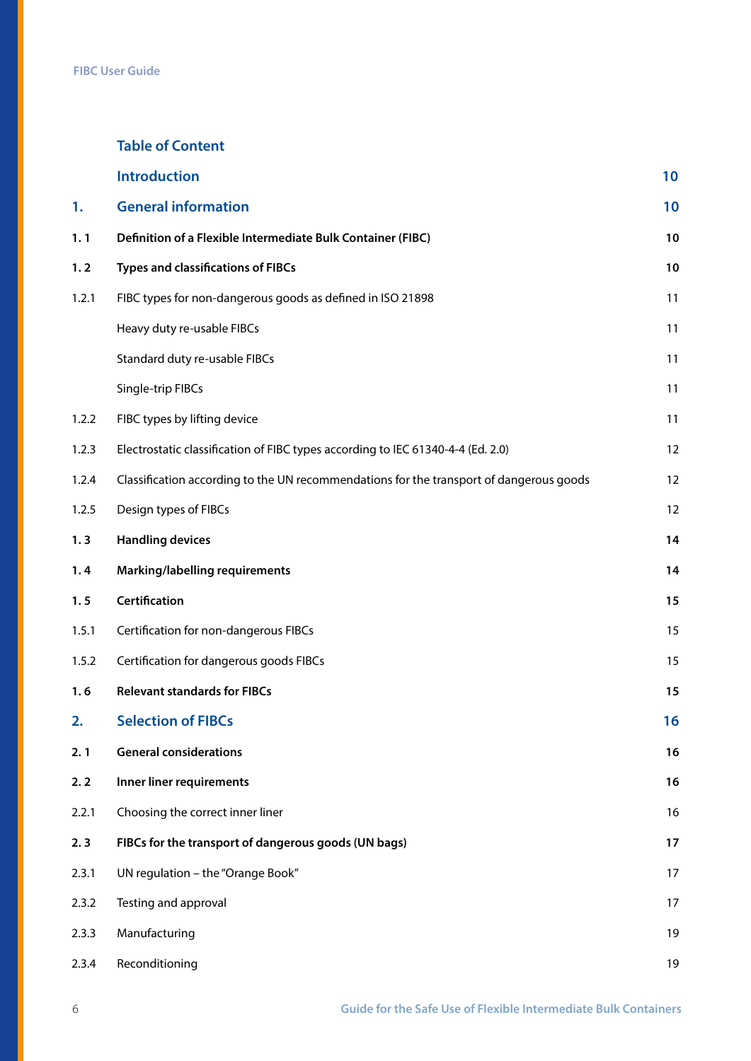## Table of Content

| | | |
|---|---|---|
| | **Introduction** | **10** |
| **1.** | **General information** | **10** |
| **1. 1** | **Definition of a Flexible Intermediate Bulk Container (FIBC)** | **10** |
| **1. 2** | **Types and classifications of FIBCs** | **10** |
| 1.2.1 | FIBC types for non-dangerous goods as defined in ISO 21898 | 11 |
| | Heavy duty re-usable FIBCs | 11 |
| | Standard duty re-usable FIBCs | 11 |
| | Single-trip FIBCs | 11 |
| 1.2.2 | FIBC types by lifting device | 11 |
| 1.2.3 | Electrostatic classification of FIBC types according to IEC 61340-4-4 (Ed. 2.0) | 12 |
| 1.2.4 | Classification according to the UN recommendations for the transport of dangerous goods | 12 |
| 1.2.5 | Design types of FIBCs | 12 |
| **1. 3** | **Handling devices** | **14** |
| **1. 4** | **Marking/labelling requirements** | **14** |
| **1. 5** | **Certification** | **15** |
| 1.5.1 | Certification for non-dangerous FIBCs | 15 |
| 1.5.2 | Certification for dangerous goods FIBCs | 15 |
| **1. 6** | **Relevant standards for FIBCs** | **15** |
| **2.** | **Selection of FIBCs** | **16** |
| **2. 1** | **General considerations** | **16** |
| **2. 2** | **Inner liner requirements** | **16** |
| 2.2.1 | Choosing the correct inner liner | 16 |
| **2. 3** | **FIBCs for the transport of dangerous goods (UN bags)** | **17** |
| 2.3.1 | UN regulation – the "Orange Book" | 17 |
| 2.3.2 | Testing and approval | 17 |
| 2.3.3 | Manufacturing | 19 |
| 2.3.4 | Reconditioning | 19 |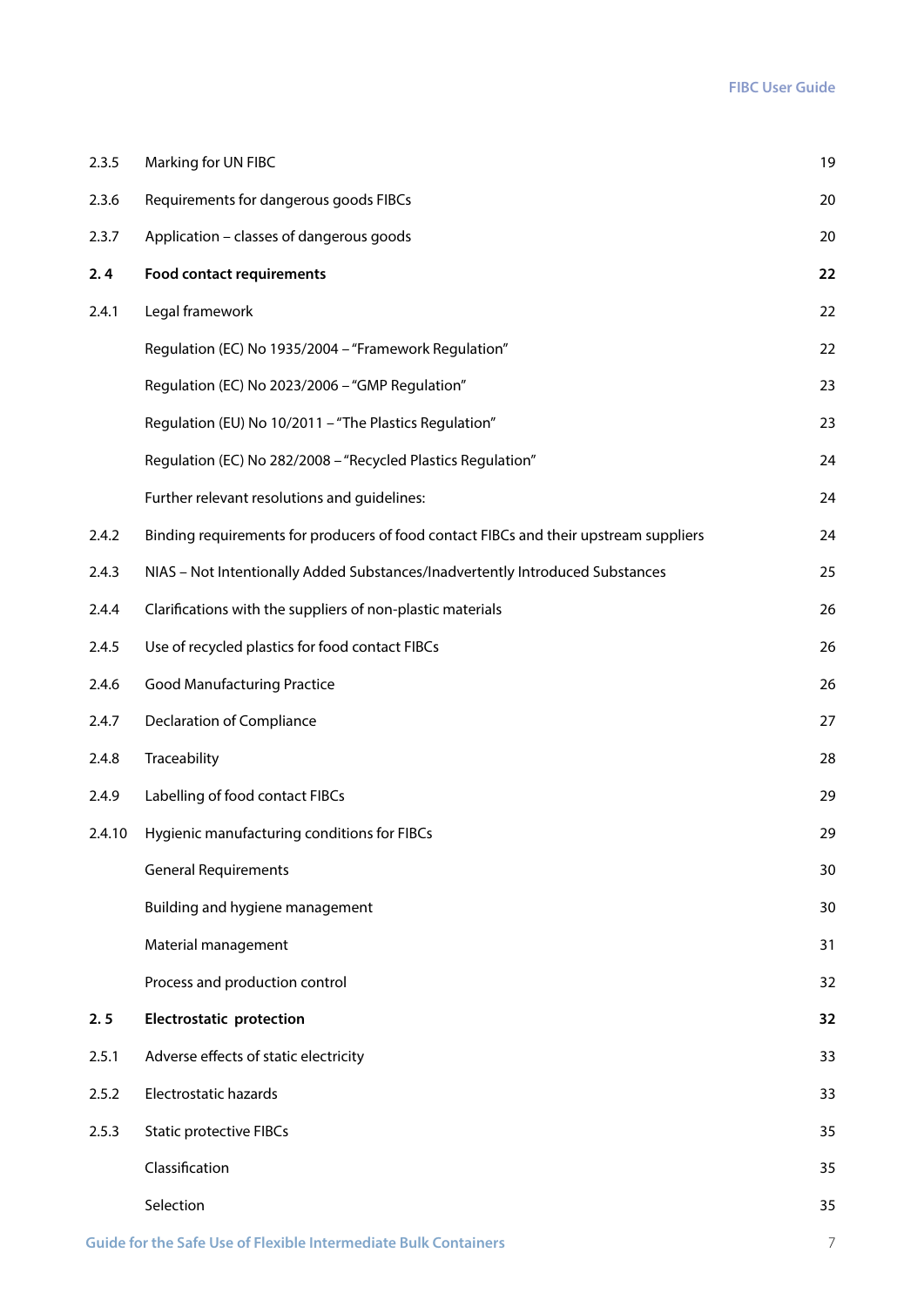| | | |
|---|---|---|
| 2.3.5 | Marking for UN FIBC | 19 |
| 2.3.6 | Requirements for dangerous goods FIBCs | 20 |
| 2.3.7 | Application – classes of dangerous goods | 20 |
| **2. 4** | **Food contact requirements** | **22** |
| 2.4.1 | Legal framework | 22 |
| | Regulation (EC) No 1935/2004 – "Framework Regulation" | 22 |
| | Regulation (EC) No 2023/2006 – "GMP Regulation" | 23 |
| | Regulation (EU) No 10/2011 – "The Plastics Regulation" | 23 |
| | Regulation (EC) No 282/2008 – "Recycled Plastics Regulation" | 24 |
| | Further relevant resolutions and guidelines: | 24 |
| 2.4.2 | Binding requirements for producers of food contact FIBCs and their upstream suppliers | 24 |
| 2.4.3 | NIAS – Not Intentionally Added Substances/Inadvertently Introduced Substances | 25 |
| 2.4.4 | Clarifications with the suppliers of non-plastic materials | 26 |
| 2.4.5 | Use of recycled plastics for food contact FIBCs | 26 |
| 2.4.6 | Good Manufacturing Practice | 26 |
| 2.4.7 | Declaration of Compliance | 27 |
| 2.4.8 | Traceability | 28 |
| 2.4.9 | Labelling of food contact FIBCs | 29 |
| 2.4.10 | Hygienic manufacturing conditions for FIBCs | 29 |
| | General Requirements | 30 |
| | Building and hygiene management | 30 |
| | Material management | 31 |
| | Process and production control | 32 |
| **2. 5** | **Electrostatic protection** | **32** |
| 2.5.1 | Adverse effects of static electricity | 33 |
| 2.5.2 | Electrostatic hazards | 33 |
| 2.5.3 | Static protective FIBCs | 35 |
| | Classification | 35 |
| | Selection | 35 |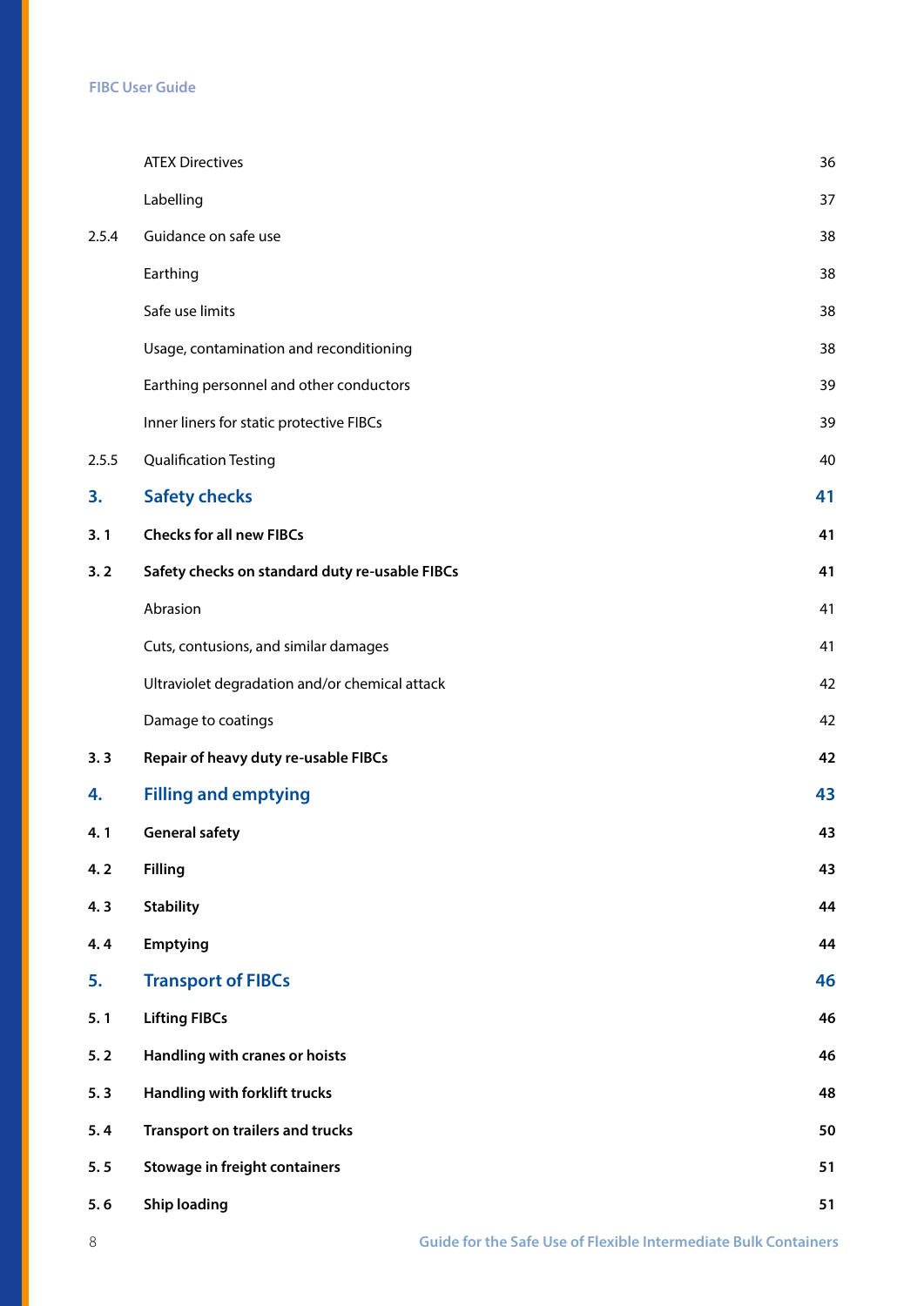| | | |
|---|---|---|
| | ATEX Directives | 36 |
| | Labelling | 37 |
| 2.5.4 | Guidance on safe use | 38 |
| | Earthing | 38 |
| | Safe use limits | 38 |
| | Usage, contamination and reconditioning | 38 |
| | Earthing personnel and other conductors | 39 |
| | Inner liners for static protective FIBCs | 39 |
| 2.5.5 | Qualification Testing | 40 |
| **3.** | **Safety checks** | **41** |
| **3. 1** | **Checks for all new FIBCs** | **41** |
| **3. 2** | **Safety checks on standard duty re-usable FIBCs** | **41** |
| | Abrasion | 41 |
| | Cuts, contusions, and similar damages | 41 |
| | Ultraviolet degradation and/or chemical attack | 42 |
| | Damage to coatings | 42 |
| **3. 3** | **Repair of heavy duty re-usable FIBCs** | **42** |
| **4.** | **Filling and emptying** | **43** |
| **4. 1** | **General safety** | **43** |
| **4. 2** | **Filling** | **43** |
| **4. 3** | **Stability** | **44** |
| **4. 4** | **Emptying** | **44** |
| **5.** | **Transport of FIBCs** | **46** |
| **5. 1** | **Lifting FIBCs** | **46** |
| **5. 2** | **Handling with cranes or hoists** | **46** |
| **5. 3** | **Handling with forklift trucks** | **48** |
| **5. 4** | **Transport on trailers and trucks** | **50** |
| **5. 5** | **Stowage in freight containers** | **51** |
| **5. 6** | **Ship loading** | **51** |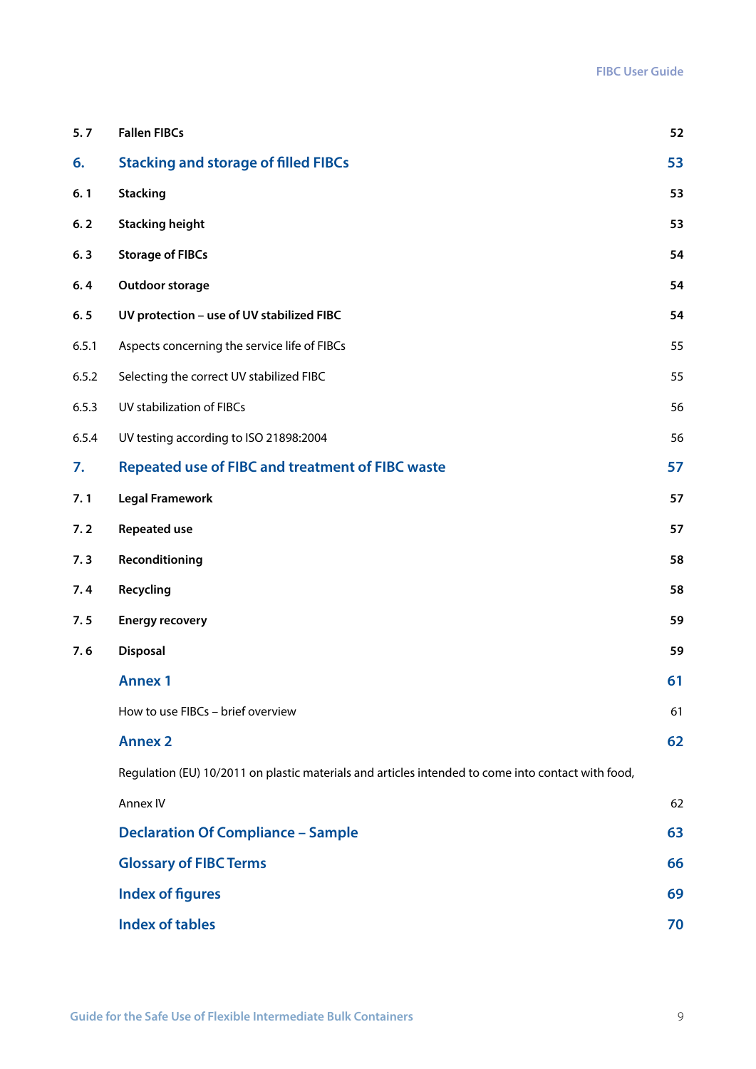| | | |
|---|---|---|
| **5. 7** | **Fallen FIBCs** | **52** |
| **6.** | **Stacking and storage of filled FIBCs** | **53** |
| **6. 1** | **Stacking** | **53** |
| **6. 2** | **Stacking height** | **53** |
| **6. 3** | **Storage of FIBCs** | **54** |
| **6. 4** | **Outdoor storage** | **54** |
| **6. 5** | **UV protection – use of UV stabilized FIBC** | **54** |
| 6.5.1 | Aspects concerning the service life of FIBCs | 55 |
| 6.5.2 | Selecting the correct UV stabilized FIBC | 55 |
| 6.5.3 | UV stabilization of FIBCs | 56 |
| 6.5.4 | UV testing according to ISO 21898:2004 | 56 |
| **7.** | **Repeated use of FIBC and treatment of FIBC waste** | **57** |
| **7. 1** | **Legal Framework** | **57** |
| **7. 2** | **Repeated use** | **57** |
| **7. 3** | **Reconditioning** | **58** |
| **7. 4** | **Recycling** | **58** |
| **7. 5** | **Energy recovery** | **59** |
| **7. 6** | **Disposal** | **59** |
| | **Annex 1** | **61** |
| | How to use FIBCs – brief overview | 61 |
| | **Annex 2** | **62** |
| | Regulation (EU) 10/2011 on plastic materials and articles intended to come into contact with food, Annex IV | 62 |
| | **Declaration Of Compliance – Sample** | **63** |
| | **Glossary of FIBC Terms** | **66** |
| | **Index of figures** | **69** |
| | **Index of tables** | **70** |